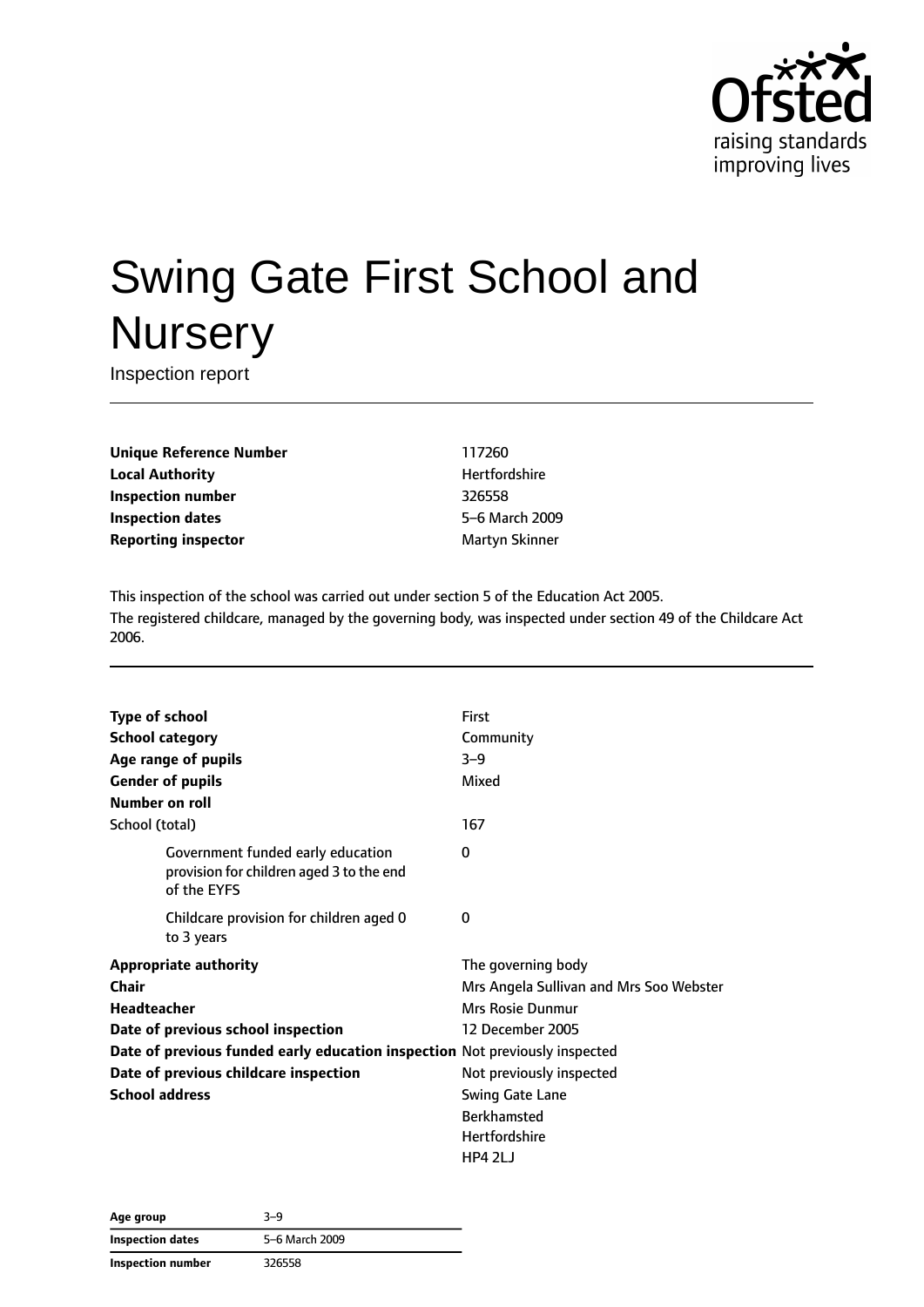# Swing Gate First School and Nursery

Inspection report

| | |
|---|---|
| **Unique Reference Number** | 117260 |
| **Local Authority** | Hertfordshire |
| **Inspection number** | 326558 |
| **Inspection dates** | 5–6 March 2009 |
| **Reporting inspector** | Martyn Skinner |

This inspection of the school was carried out under section 5 of the Education Act 2005.
The registered childcare, managed by the governing body, was inspected under section 49 of the Childcare Act 2006.

| | |
|---|---|
| **Type of school** | First |
| **School category** | Community |
| **Age range of pupils** | 3–9 |
| **Gender of pupils** | Mixed |
| **Number on roll** | |
| School (total) | 167 |
| Government funded early education provision for children aged 3 to the end of the EYFS | 0 |
| Childcare provision for children aged 0 to 3 years | 0 |
| **Appropriate authority** | The governing body |
| **Chair** | Mrs Angela Sullivan and Mrs Soo Webster |
| **Headteacher** | Mrs Rosie Dunmur |
| **Date of previous school inspection** | 12 December 2005 |
| **Date of previous funded early education inspection** | Not previously inspected |
| **Date of previous childcare inspection** | Not previously inspected |
| **School address** | Swing Gate Lane<br>Berkhamsted<br>Hertfordshire<br>HP4 2LJ |

| | |
|---|---|
| **Age group** | 3–9 |
| **Inspection dates** | 5–6 March 2009 |
| **Inspection number** | 326558 |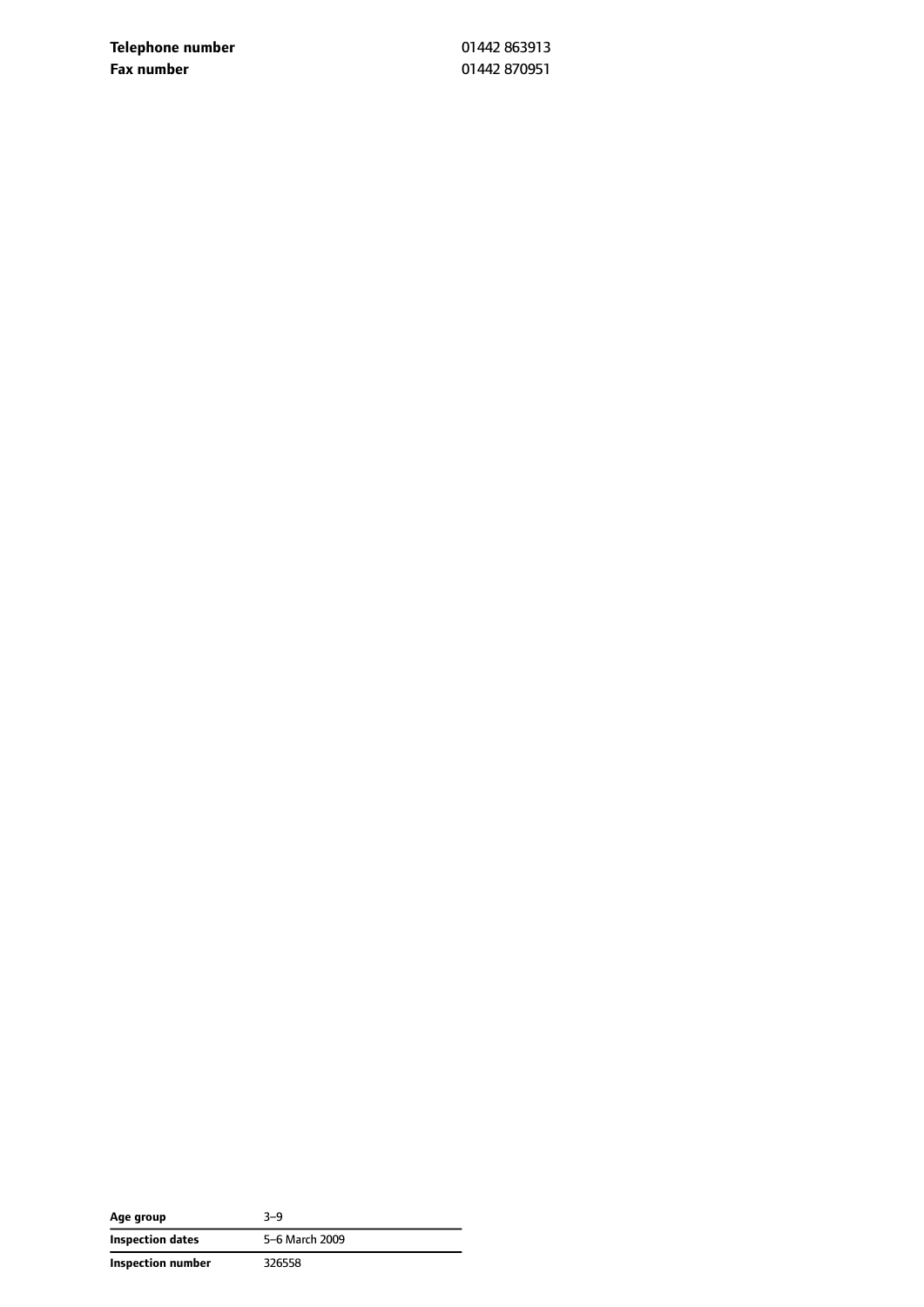| | |
|---|---|
| **Telephone number** | 01442 863913 |
| **Fax number** | 01442 870951 |

| | |
|---|---|
| **Age group** | 3–9 |
| **Inspection dates** | 5–6 March 2009 |
| **Inspection number** | 326558 |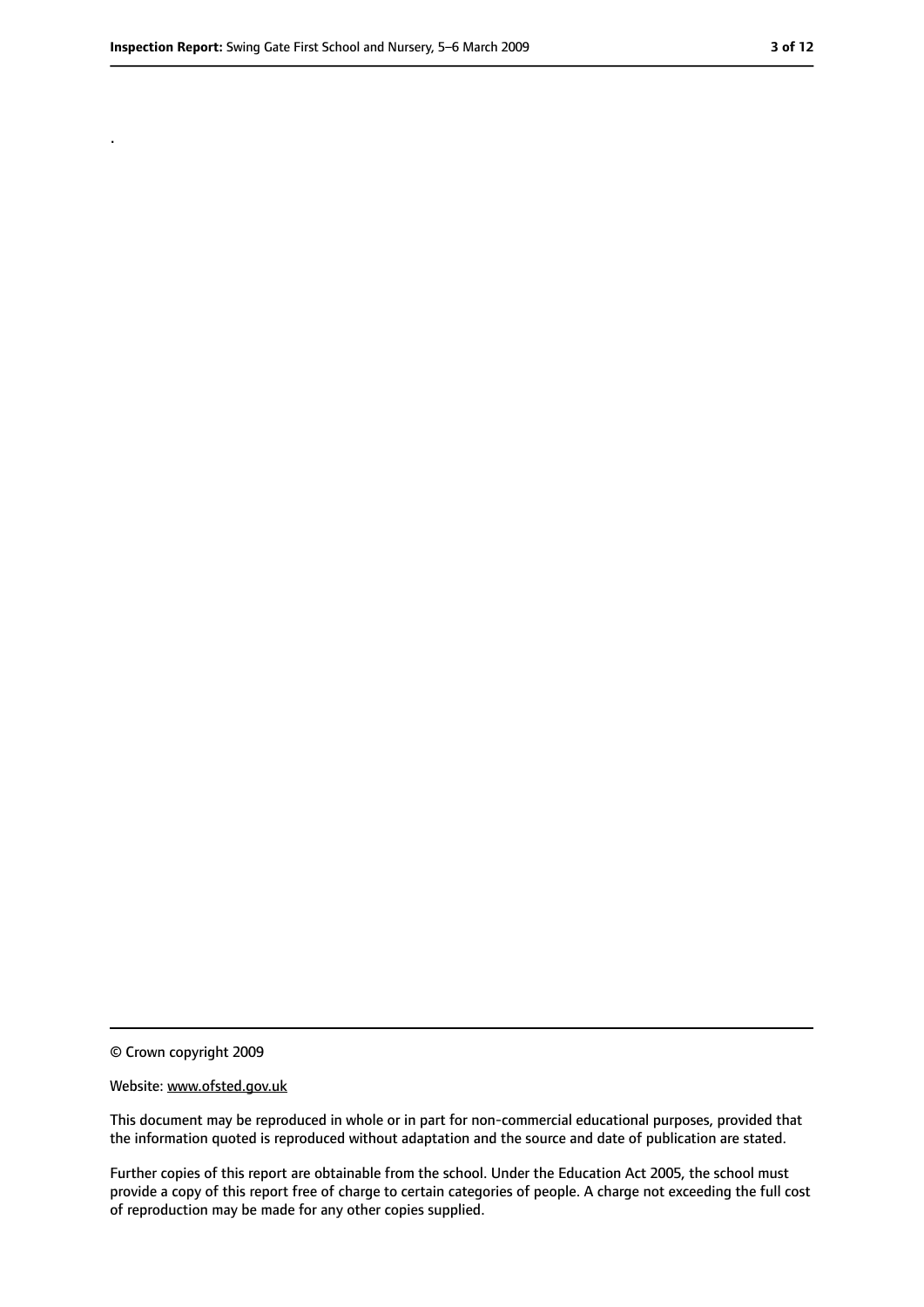.

© Crown copyright 2009

Website: www.ofsted.gov.uk

This document may be reproduced in whole or in part for non-commercial educational purposes, provided that the information quoted is reproduced without adaptation and the source and date of publication are stated.

Further copies of this report are obtainable from the school. Under the Education Act 2005, the school must provide a copy of this report free of charge to certain categories of people. A charge not exceeding the full cost of reproduction may be made for any other copies supplied.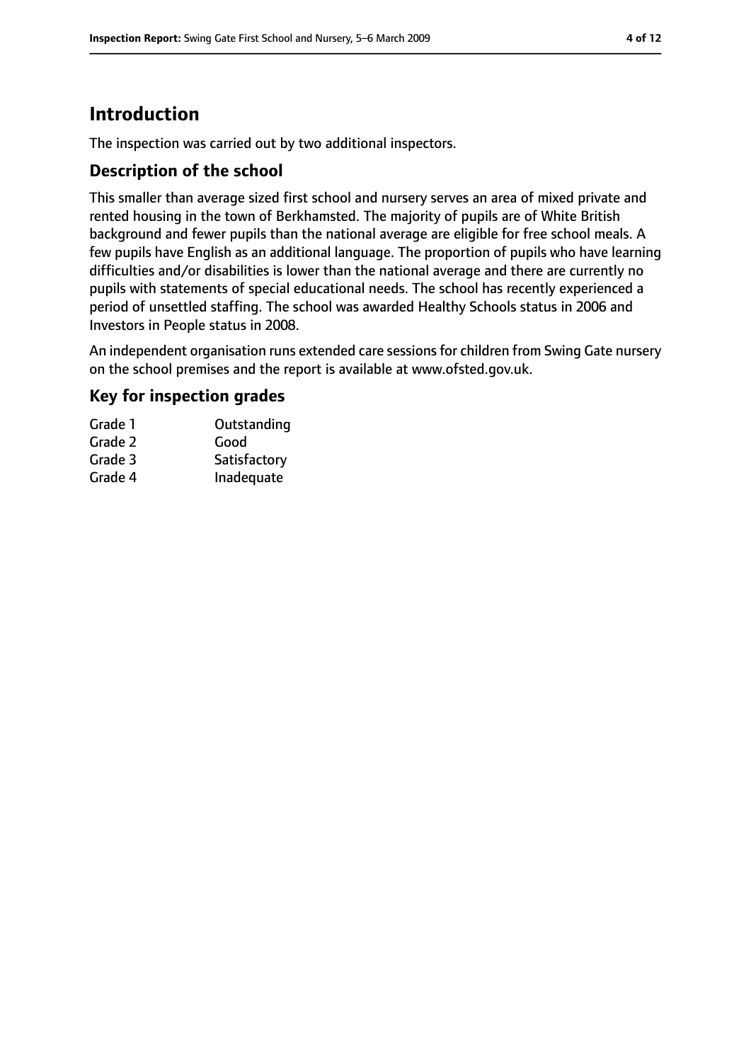# Introduction

The inspection was carried out by two additional inspectors.

## Description of the school

This smaller than average sized first school and nursery serves an area of mixed private and rented housing in the town of Berkhamsted. The majority of pupils are of White British background and fewer pupils than the national average are eligible for free school meals. A few pupils have English as an additional language. The proportion of pupils who have learning difficulties and/or disabilities is lower than the national average and there are currently no pupils with statements of special educational needs. The school has recently experienced a period of unsettled staffing. The school was awarded Healthy Schools status in 2006 and Investors in People status in 2008.

An independent organisation runs extended care sessions for children from Swing Gate nursery on the school premises and the report is available at www.ofsted.gov.uk.

## Key for inspection grades

| | |
|---|---|
| Grade 1 | Outstanding |
| Grade 2 | Good |
| Grade 3 | Satisfactory |
| Grade 4 | Inadequate |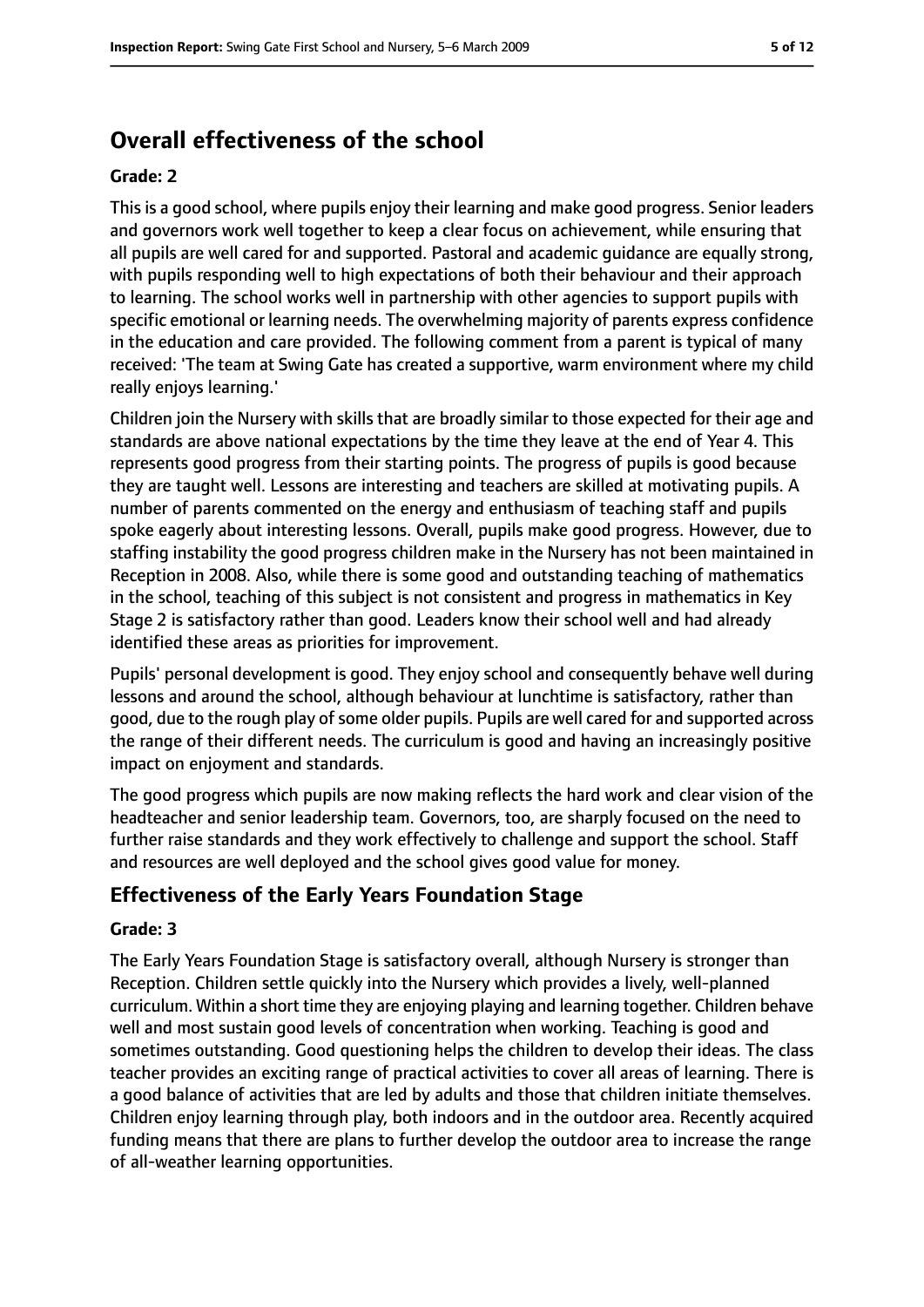# Overall effectiveness of the school

### Grade: 2

This is a good school, where pupils enjoy their learning and make good progress. Senior leaders and governors work well together to keep a clear focus on achievement, while ensuring that all pupils are well cared for and supported. Pastoral and academic guidance are equally strong, with pupils responding well to high expectations of both their behaviour and their approach to learning. The school works well in partnership with other agencies to support pupils with specific emotional or learning needs. The overwhelming majority of parents express confidence in the education and care provided. The following comment from a parent is typical of many received: 'The team at Swing Gate has created a supportive, warm environment where my child really enjoys learning.'

Children join the Nursery with skills that are broadly similar to those expected for their age and standards are above national expectations by the time they leave at the end of Year 4. This represents good progress from their starting points. The progress of pupils is good because they are taught well. Lessons are interesting and teachers are skilled at motivating pupils. A number of parents commented on the energy and enthusiasm of teaching staff and pupils spoke eagerly about interesting lessons. Overall, pupils make good progress. However, due to staffing instability the good progress children make in the Nursery has not been maintained in Reception in 2008. Also, while there is some good and outstanding teaching of mathematics in the school, teaching of this subject is not consistent and progress in mathematics in Key Stage 2 is satisfactory rather than good. Leaders know their school well and had already identified these areas as priorities for improvement.

Pupils' personal development is good. They enjoy school and consequently behave well during lessons and around the school, although behaviour at lunchtime is satisfactory, rather than good, due to the rough play of some older pupils. Pupils are well cared for and supported across the range of their different needs. The curriculum is good and having an increasingly positive impact on enjoyment and standards.

The good progress which pupils are now making reflects the hard work and clear vision of the headteacher and senior leadership team. Governors, too, are sharply focused on the need to further raise standards and they work effectively to challenge and support the school. Staff and resources are well deployed and the school gives good value for money.

## Effectiveness of the Early Years Foundation Stage

### Grade: 3

The Early Years Foundation Stage is satisfactory overall, although Nursery is stronger than Reception. Children settle quickly into the Nursery which provides a lively, well-planned curriculum. Within a short time they are enjoying playing and learning together. Children behave well and most sustain good levels of concentration when working. Teaching is good and sometimes outstanding. Good questioning helps the children to develop their ideas. The class teacher provides an exciting range of practical activities to cover all areas of learning. There is a good balance of activities that are led by adults and those that children initiate themselves. Children enjoy learning through play, both indoors and in the outdoor area. Recently acquired funding means that there are plans to further develop the outdoor area to increase the range of all-weather learning opportunities.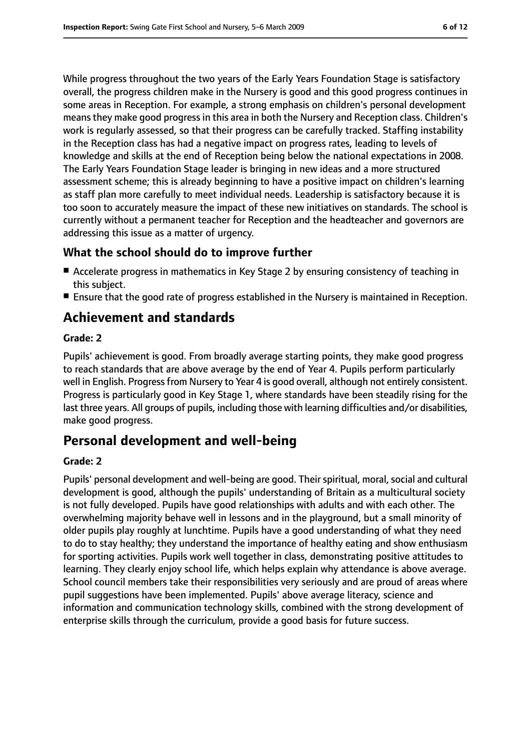While progress throughout the two years of the Early Years Foundation Stage is satisfactory overall, the progress children make in the Nursery is good and this good progress continues in some areas in Reception. For example, a strong emphasis on children's personal development means they make good progress in this area in both the Nursery and Reception class. Children's work is regularly assessed, so that their progress can be carefully tracked. Staffing instability in the Reception class has had a negative impact on progress rates, leading to levels of knowledge and skills at the end of Reception being below the national expectations in 2008. The Early Years Foundation Stage leader is bringing in new ideas and a more structured assessment scheme; this is already beginning to have a positive impact on children's learning as staff plan more carefully to meet individual needs. Leadership is satisfactory because it is too soon to accurately measure the impact of these new initiatives on standards. The school is currently without a permanent teacher for Reception and the headteacher and governors are addressing this issue as a matter of urgency.

### What the school should do to improve further

- Accelerate progress in mathematics in Key Stage 2 by ensuring consistency of teaching in this subject.
- Ensure that the good rate of progress established in the Nursery is maintained in Reception.

## Achievement and standards

**Grade: 2**

Pupils' achievement is good. From broadly average starting points, they make good progress to reach standards that are above average by the end of Year 4. Pupils perform particularly well in English. Progress from Nursery to Year 4 is good overall, although not entirely consistent. Progress is particularly good in Key Stage 1, where standards have been steadily rising for the last three years. All groups of pupils, including those with learning difficulties and/or disabilities, make good progress.

## Personal development and well-being

**Grade: 2**

Pupils' personal development and well-being are good. Their spiritual, moral, social and cultural development is good, although the pupils' understanding of Britain as a multicultural society is not fully developed. Pupils have good relationships with adults and with each other. The overwhelming majority behave well in lessons and in the playground, but a small minority of older pupils play roughly at lunchtime. Pupils have a good understanding of what they need to do to stay healthy; they understand the importance of healthy eating and show enthusiasm for sporting activities. Pupils work well together in class, demonstrating positive attitudes to learning. They clearly enjoy school life, which helps explain why attendance is above average. School council members take their responsibilities very seriously and are proud of areas where pupil suggestions have been implemented. Pupils' above average literacy, science and information and communication technology skills, combined with the strong development of enterprise skills through the curriculum, provide a good basis for future success.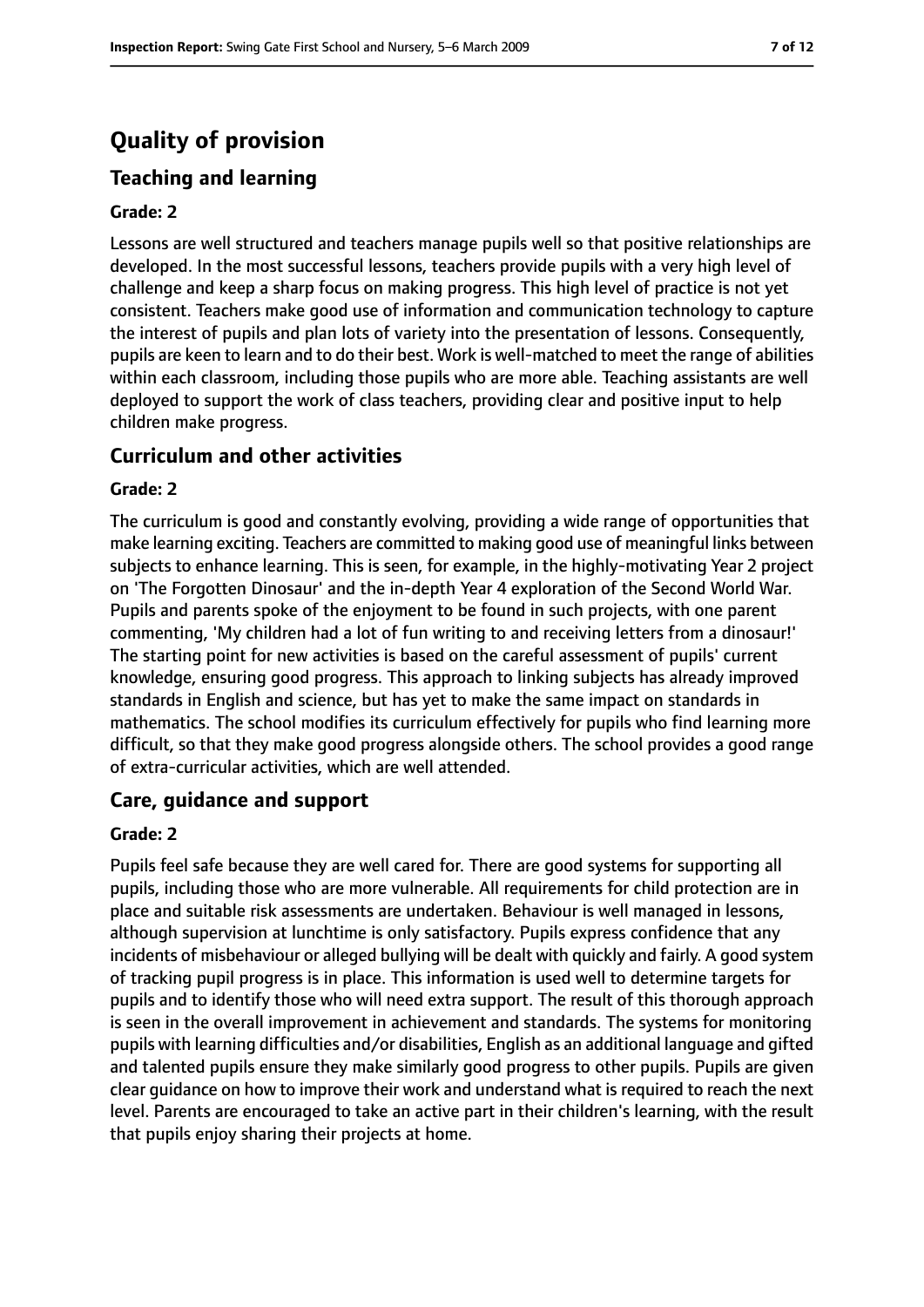# Quality of provision

## Teaching and learning

**Grade: 2**

Lessons are well structured and teachers manage pupils well so that positive relationships are developed. In the most successful lessons, teachers provide pupils with a very high level of challenge and keep a sharp focus on making progress. This high level of practice is not yet consistent. Teachers make good use of information and communication technology to capture the interest of pupils and plan lots of variety into the presentation of lessons. Consequently, pupils are keen to learn and to do their best. Work is well-matched to meet the range of abilities within each classroom, including those pupils who are more able. Teaching assistants are well deployed to support the work of class teachers, providing clear and positive input to help children make progress.

## Curriculum and other activities

**Grade: 2**

The curriculum is good and constantly evolving, providing a wide range of opportunities that make learning exciting. Teachers are committed to making good use of meaningful links between subjects to enhance learning. This is seen, for example, in the highly-motivating Year 2 project on 'The Forgotten Dinosaur' and the in-depth Year 4 exploration of the Second World War. Pupils and parents spoke of the enjoyment to be found in such projects, with one parent commenting, 'My children had a lot of fun writing to and receiving letters from a dinosaur!' The starting point for new activities is based on the careful assessment of pupils' current knowledge, ensuring good progress. This approach to linking subjects has already improved standards in English and science, but has yet to make the same impact on standards in mathematics. The school modifies its curriculum effectively for pupils who find learning more difficult, so that they make good progress alongside others. The school provides a good range of extra-curricular activities, which are well attended.

## Care, guidance and support

**Grade: 2**

Pupils feel safe because they are well cared for. There are good systems for supporting all pupils, including those who are more vulnerable. All requirements for child protection are in place and suitable risk assessments are undertaken. Behaviour is well managed in lessons, although supervision at lunchtime is only satisfactory. Pupils express confidence that any incidents of misbehaviour or alleged bullying will be dealt with quickly and fairly. A good system of tracking pupil progress is in place. This information is used well to determine targets for pupils and to identify those who will need extra support. The result of this thorough approach is seen in the overall improvement in achievement and standards. The systems for monitoring pupils with learning difficulties and/or disabilities, English as an additional language and gifted and talented pupils ensure they make similarly good progress to other pupils. Pupils are given clear guidance on how to improve their work and understand what is required to reach the next level. Parents are encouraged to take an active part in their children's learning, with the result that pupils enjoy sharing their projects at home.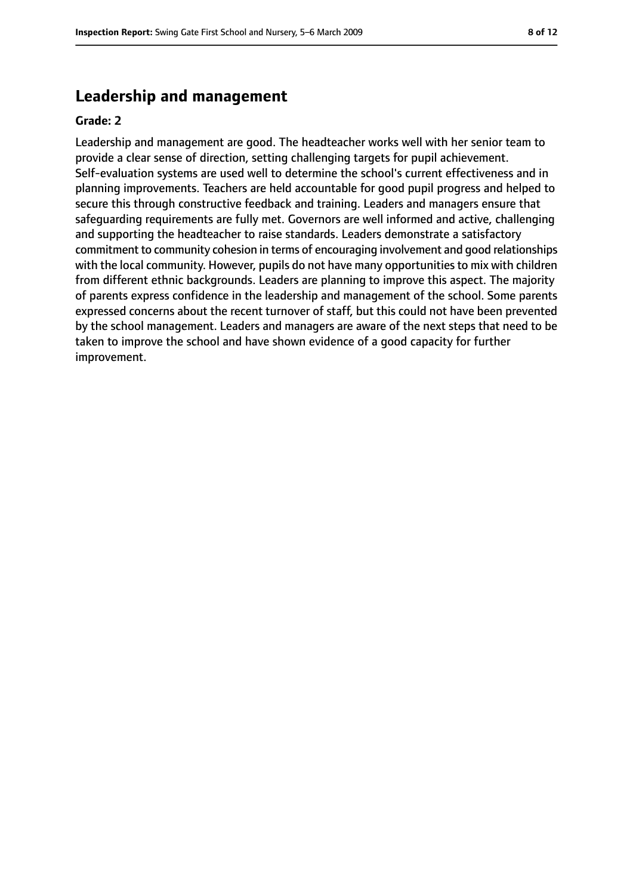## Leadership and management

**Grade: 2**

Leadership and management are good. The headteacher works well with her senior team to provide a clear sense of direction, setting challenging targets for pupil achievement. Self-evaluation systems are used well to determine the school's current effectiveness and in planning improvements. Teachers are held accountable for good pupil progress and helped to secure this through constructive feedback and training. Leaders and managers ensure that safeguarding requirements are fully met. Governors are well informed and active, challenging and supporting the headteacher to raise standards. Leaders demonstrate a satisfactory commitment to community cohesion in terms of encouraging involvement and good relationships with the local community. However, pupils do not have many opportunities to mix with children from different ethnic backgrounds. Leaders are planning to improve this aspect. The majority of parents express confidence in the leadership and management of the school. Some parents expressed concerns about the recent turnover of staff, but this could not have been prevented by the school management. Leaders and managers are aware of the next steps that need to be taken to improve the school and have shown evidence of a good capacity for further improvement.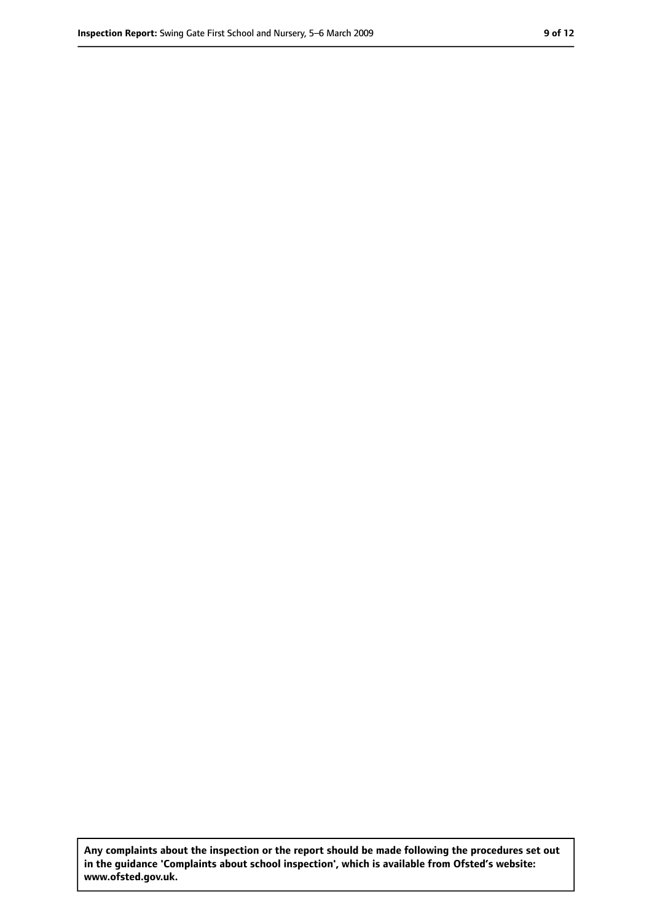**Any complaints about the inspection or the report should be made following the procedures set out in the guidance 'Complaints about school inspection', which is available from Ofsted's website: www.ofsted.gov.uk.**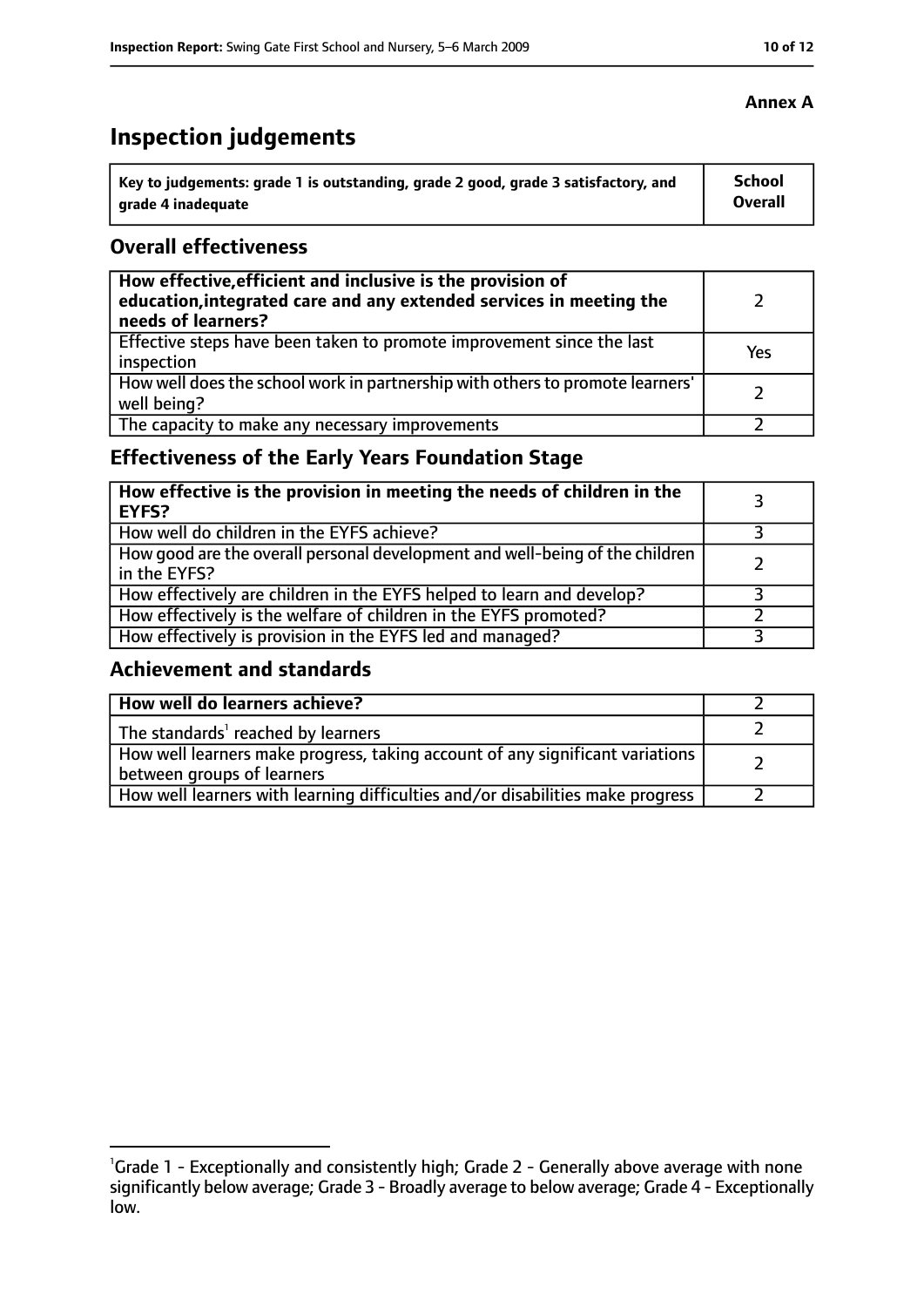**Annex A**

# Inspection judgements

| Key to judgements: grade 1 is outstanding, grade 2 good, grade 3 satisfactory, and grade 4 inadequate | School Overall |
| --- | --- |

## Overall effectiveness

| | |
| --- | --- |
| **How effective, efficient and inclusive is the provision of education, integrated care and any extended services in meeting the needs of learners?** | 2 |
| Effective steps have been taken to promote improvement since the last inspection | Yes |
| How well does the school work in partnership with others to promote learners' well being? | 2 |
| The capacity to make any necessary improvements | 2 |

## Effectiveness of the Early Years Foundation Stage

| | |
| --- | --- |
| **How effective is the provision in meeting the needs of children in the EYFS?** | 3 |
| How well do children in the EYFS achieve? | 3 |
| How good are the overall personal development and well-being of the children in the EYFS? | 2 |
| How effectively are children in the EYFS helped to learn and develop? | 3 |
| How effectively is the welfare of children in the EYFS promoted? | 2 |
| How effectively is provision in the EYFS led and managed? | 3 |

## Achievement and standards

| | |
| --- | --- |
| **How well do learners achieve?** | 2 |
| The standards[1] reached by learners | 2 |
| How well learners make progress, taking account of any significant variations between groups of learners | 2 |
| How well learners with learning difficulties and/or disabilities make progress | 2 |

[1]Grade 1 - Exceptionally and consistently high; Grade 2 - Generally above average with none significantly below average; Grade 3 - Broadly average to below average; Grade 4 - Exceptionally low.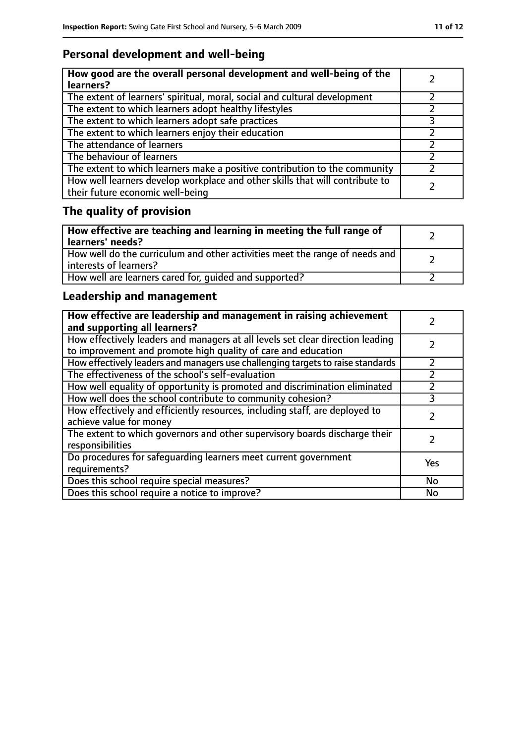## Personal development and well-being

| How good are the overall personal development and well-being of the learners? | 2 |
|---|---|
| The extent of learners' spiritual, moral, social and cultural development | 2 |
| The extent to which learners adopt healthy lifestyles | 2 |
| The extent to which learners adopt safe practices | 3 |
| The extent to which learners enjoy their education | 2 |
| The attendance of learners | 2 |
| The behaviour of learners | 2 |
| The extent to which learners make a positive contribution to the community | 2 |
| How well learners develop workplace and other skills that will contribute to their future economic well-being | 2 |

## The quality of provision

| How effective are teaching and learning in meeting the full range of learners' needs? | 2 |
|---|---|
| How well do the curriculum and other activities meet the range of needs and interests of learners? | 2 |
| How well are learners cared for, guided and supported? | 2 |

## Leadership and management

| How effective are leadership and management in raising achievement and supporting all learners? | 2 |
|---|---|
| How effectively leaders and managers at all levels set clear direction leading to improvement and promote high quality of care and education | 2 |
| How effectively leaders and managers use challenging targets to raise standards | 2 |
| The effectiveness of the school's self-evaluation | 2 |
| How well equality of opportunity is promoted and discrimination eliminated | 2 |
| How well does the school contribute to community cohesion? | 3 |
| How effectively and efficiently resources, including staff, are deployed to achieve value for money | 2 |
| The extent to which governors and other supervisory boards discharge their responsibilities | 2 |
| Do procedures for safeguarding learners meet current government requirements? | Yes |
| Does this school require special measures? | No |
| Does this school require a notice to improve? | No |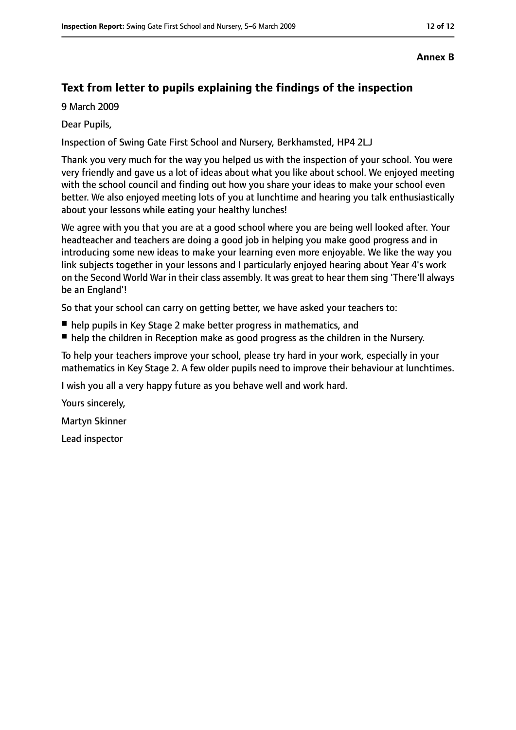**Annex B**

## Text from letter to pupils explaining the findings of the inspection

9 March 2009

Dear Pupils,

Inspection of Swing Gate First School and Nursery, Berkhamsted, HP4 2LJ

Thank you very much for the way you helped us with the inspection of your school. You were very friendly and gave us a lot of ideas about what you like about school. We enjoyed meeting with the school council and finding out how you share your ideas to make your school even better. We also enjoyed meeting lots of you at lunchtime and hearing you talk enthusiastically about your lessons while eating your healthy lunches!

We agree with you that you are at a good school where you are being well looked after. Your headteacher and teachers are doing a good job in helping you make good progress and in introducing some new ideas to make your learning even more enjoyable. We like the way you link subjects together in your lessons and I particularly enjoyed hearing about Year 4's work on the Second World War in their class assembly. It was great to hear them sing 'There'll always be an England'!

So that your school can carry on getting better, we have asked your teachers to:

- help pupils in Key Stage 2 make better progress in mathematics, and
- help the children in Reception make as good progress as the children in the Nursery.

To help your teachers improve your school, please try hard in your work, especially in your mathematics in Key Stage 2. A few older pupils need to improve their behaviour at lunchtimes.

I wish you all a very happy future as you behave well and work hard.

Yours sincerely,

Martyn Skinner

Lead inspector